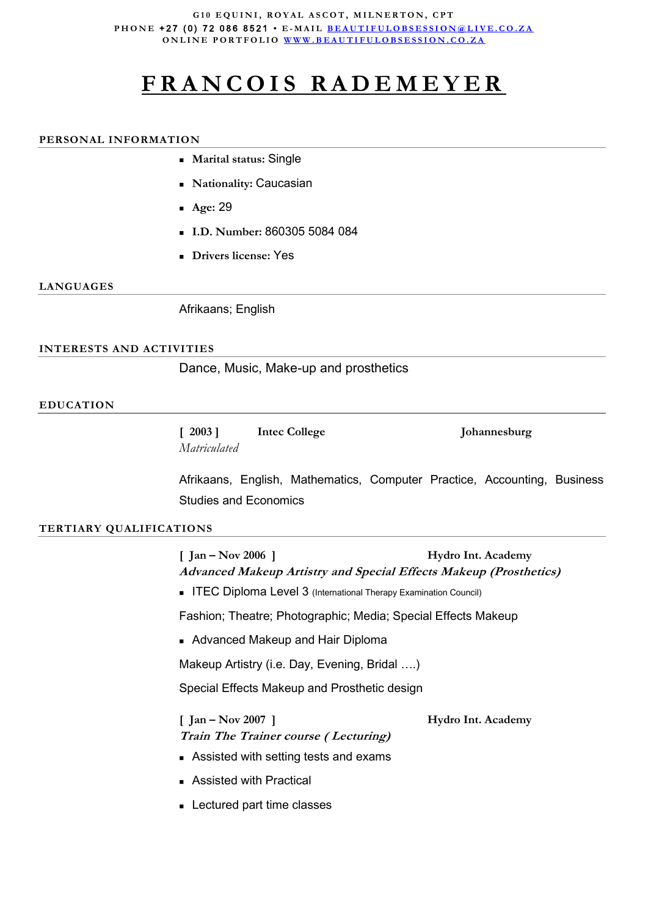G10 EQUINI, ROYAL ASCOT, MILNERTON, CPT
PHONE +27 (0) 72 086 8521 • E-MAIL [BEAUTIFULOBSESSION@LIVE.CO.ZA](mailto:BEAUTIFULOBSESSION@LIVE.CO.ZA)
ONLINE PORTFOLIO [WWW.BEAUTIFULOBSESSION.CO.ZA](http://WWW.BEAUTIFULOBSESSION.CO.ZA)

# FRANCOIS RADEMEYER

## PERSONAL INFORMATION

- **Marital status:** Single
- **Nationality:** Caucasian
- **Age:** 29
- **I.D. Number:** 860305 5084 084
- **Drivers license:** Yes

## LANGUAGES

Afrikaans; English

## INTERESTS AND ACTIVITIES

Dance, Music, Make-up and prosthetics

## EDUCATION

**[ 2003 ]** **Intec College** **Johannesburg**
*Matriculated*

Afrikaans, English, Mathematics, Computer Practice, Accounting, Business Studies and Economics

## TERTIARY QUALIFICATIONS

**[ Jan – Nov 2006 ]** **Hydro Int. Academy**
***Advanced Makeup Artistry and Special Effects Makeup (Prosthetics)***

- ITEC Diploma Level 3 (International Therapy Examination Council)

Fashion; Theatre; Photographic; Media; Special Effects Makeup

- Advanced Makeup and Hair Diploma

Makeup Artistry (i.e. Day, Evening, Bridal ….)

Special Effects Makeup and Prosthetic design

**[ Jan – Nov 2007 ]** **Hydro Int. Academy**
***Train The Trainer course ( Lecturing)***

- Assisted with setting tests and exams
- Assisted with Practical
- Lectured part time classes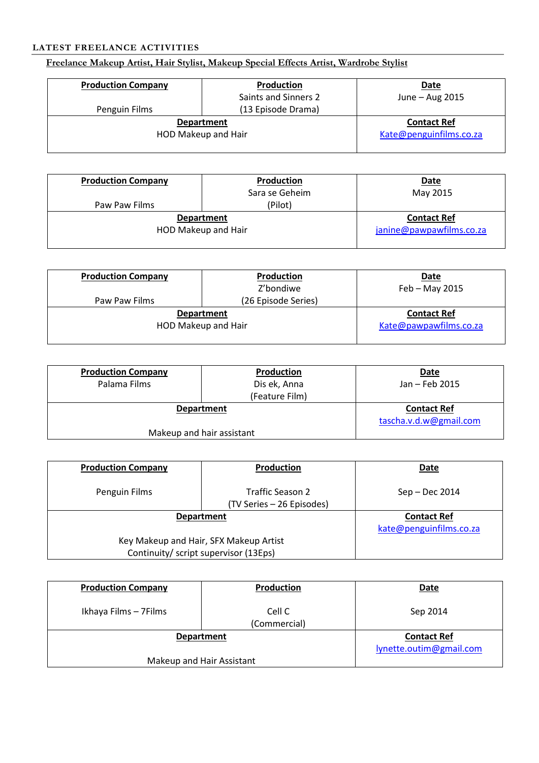**LATEST FREELANCE ACTIVITIES**

**Freelance Makeup Artist, Hair Stylist, Makeup Special Effects Artist, Wardrobe Stylist**

| Production Company | Production | Date |
|---|---|---|
| Penguin Films | Saints and Sinners 2 (13 Episode Drama) | June – Aug 2015 |
| **Department** | | **Contact Ref** |
| HOD Makeup and Hair | | Kate@penguinfilms.co.za |

| Production Company | Production | Date |
|---|---|---|
| Paw Paw Films | Sara se Geheim (Pilot) | May 2015 |
| **Department** | | **Contact Ref** |
| HOD Makeup and Hair | | janine@pawpawfilms.co.za |

| Production Company | Production | Date |
|---|---|---|
| Paw Paw Films | Z'bondiwe (26 Episode Series) | Feb – May 2015 |
| **Department** | | **Contact Ref** |
| HOD Makeup and Hair | | Kate@pawpawfilms.co.za |

| Production Company | Production | Date |
|---|---|---|
| Palama Films | Dis ek, Anna (Feature Film) | Jan – Feb 2015 |
| **Department** | | **Contact Ref** |
| Makeup and hair assistant | | tascha.v.d.w@gmail.com |

| Production Company | Production | Date |
|---|---|---|
| Penguin Films | Traffic Season 2 (TV Series – 26 Episodes) | Sep – Dec 2014 |
| **Department** | | **Contact Ref** |
| Key Makeup and Hair, SFX Makeup Artist<br>Continuity/ script supervisor (13Eps) | | kate@penguinfilms.co.za |

| Production Company | Production | Date |
|---|---|---|
| Ikhaya Films – 7Films | Cell C (Commercial) | Sep 2014 |
| **Department** | | **Contact Ref** |
| Makeup and Hair Assistant | | lynette.outim@gmail.com |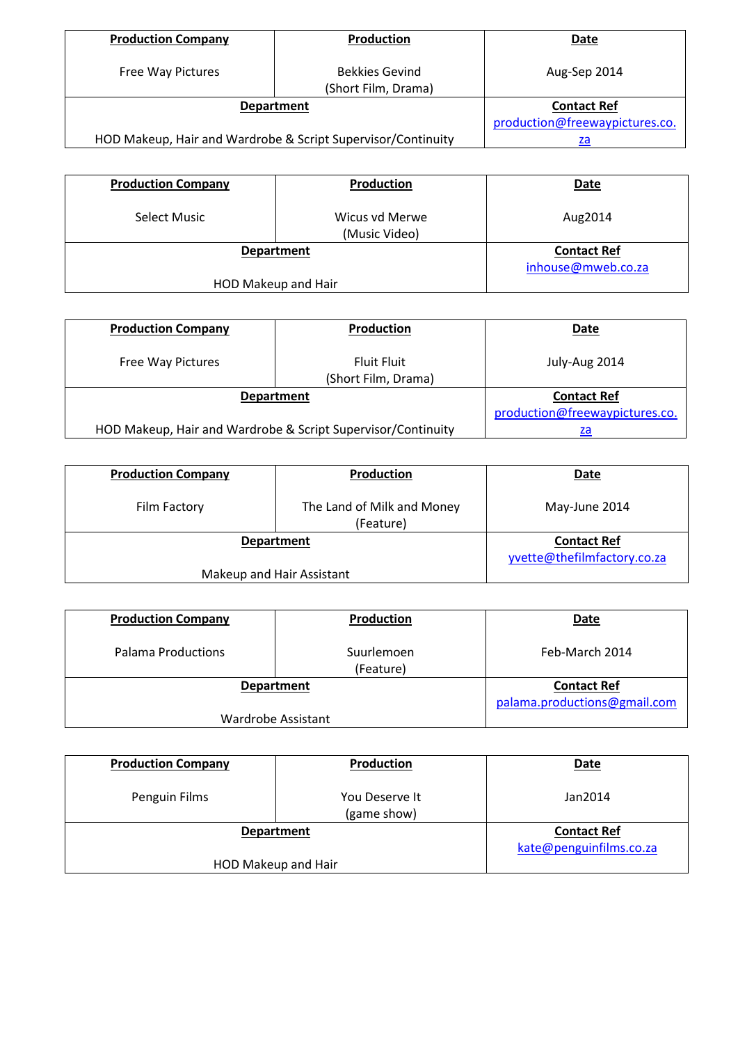| **Production Company** | **Production** | **Date** |
|---|---|---|
| Free Way Pictures | Bekkies Gevind (Short Film, Drama) | Aug-Sep 2014 |
| **Department** | | **Contact Ref** |
| HOD Makeup, Hair and Wardrobe & Script Supervisor/Continuity | | production@freewaypictures.co.za |

| **Production Company** | **Production** | **Date** |
|---|---|---|
| Select Music | Wicus vd Merwe (Music Video) | Aug2014 |
| **Department** | | **Contact Ref** |
| HOD Makeup and Hair | | inhouse@mweb.co.za |

| **Production Company** | **Production** | **Date** |
|---|---|---|
| Free Way Pictures | Fluit Fluit (Short Film, Drama) | July-Aug 2014 |
| **Department** | | **Contact Ref** |
| HOD Makeup, Hair and Wardrobe & Script Supervisor/Continuity | | production@freewaypictures.co.za |

| **Production Company** | **Production** | **Date** |
|---|---|---|
| Film Factory | The Land of Milk and Money (Feature) | May-June 2014 |
| **Department** | | **Contact Ref** |
| Makeup and Hair Assistant | | yvette@thefilmfactory.co.za |

| **Production Company** | **Production** | **Date** |
|---|---|---|
| Palama Productions | Suurlemoen (Feature) | Feb-March 2014 |
| **Department** | | **Contact Ref** |
| Wardrobe Assistant | | palama.productions@gmail.com |

| **Production Company** | **Production** | **Date** |
|---|---|---|
| Penguin Films | You Deserve It (game show) | Jan2014 |
| **Department** | | **Contact Ref** |
| HOD Makeup and Hair | | kate@penguinfilms.co.za |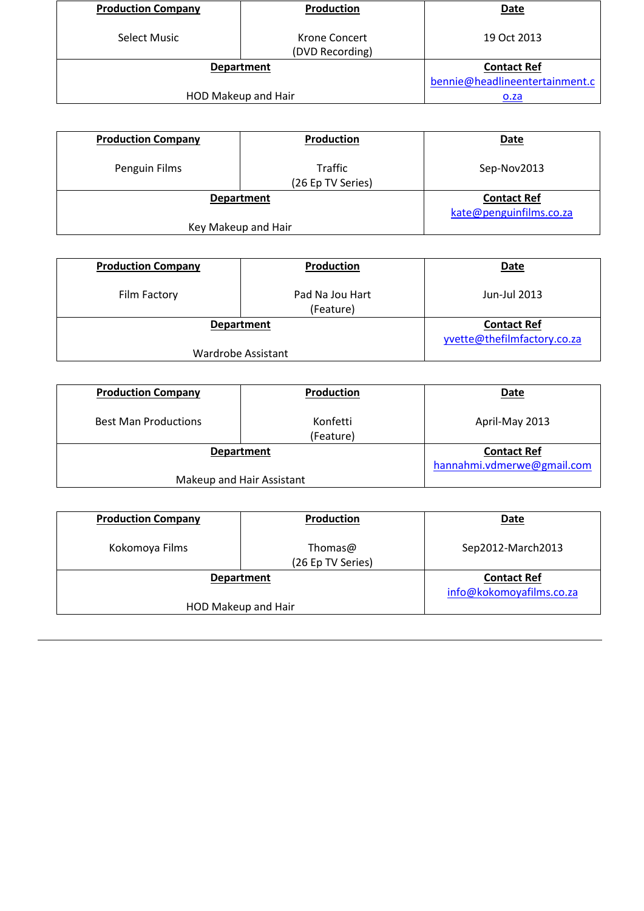| Production Company | Production | Date |
| --- | --- | --- |
| Select Music | Krone Concert (DVD Recording) | 19 Oct 2013 |
| **Department** | | **Contact Ref** |
| HOD Makeup and Hair | | bennie@headlineentertainment.co.za |

| Production Company | Production | Date |
| --- | --- | --- |
| Penguin Films | Traffic (26 Ep TV Series) | Sep-Nov2013 |
| **Department** | | **Contact Ref** |
| Key Makeup and Hair | | kate@penguinfilms.co.za |

| Production Company | Production | Date |
| --- | --- | --- |
| Film Factory | Pad Na Jou Hart (Feature) | Jun-Jul 2013 |
| **Department** | | **Contact Ref** |
| Wardrobe Assistant | | yvette@thefilmfactory.co.za |

| Production Company | Production | Date |
| --- | --- | --- |
| Best Man Productions | Konfetti (Feature) | April-May 2013 |
| **Department** | | **Contact Ref** |
| Makeup and Hair Assistant | | hannahmi.vdmerwe@gmail.com |

| Production Company | Production | Date |
| --- | --- | --- |
| Kokomoya Films | Thomas@ (26 Ep TV Series) | Sep2012-March2013 |
| **Department** | | **Contact Ref** |
| HOD Makeup and Hair | | info@kokomoyafilms.co.za |